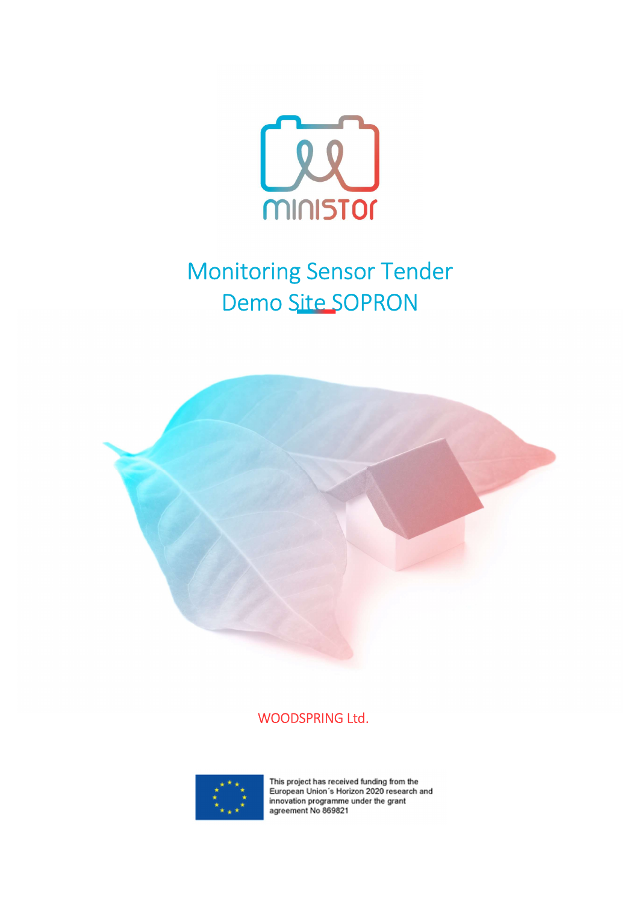ministor

# Monitoring Sensor Tender
# Demo Site SOPRON

WOODSPRING Ltd.

This project has received funding from the European Union´s Horizon 2020 research and innovation programme under the grant agreement No 869821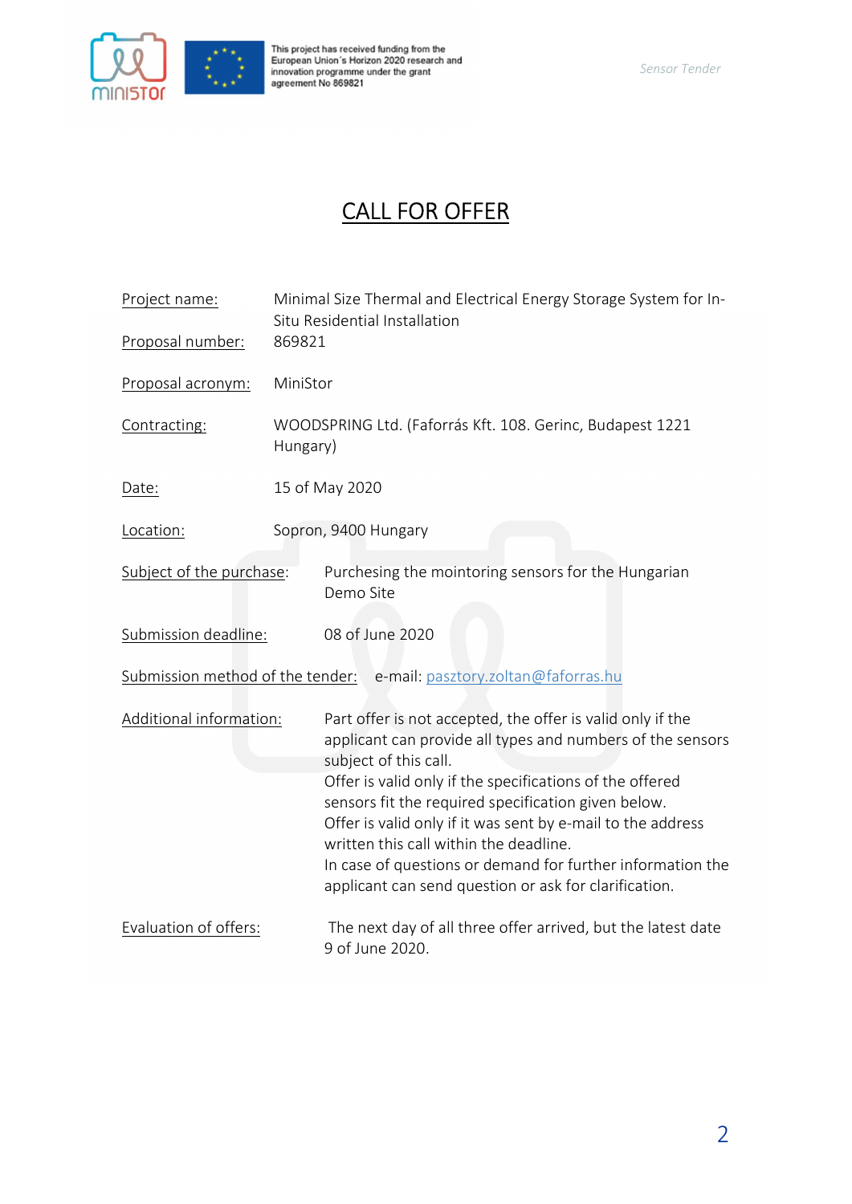# CALL FOR OFFER

| | |
|---|---|
| Project name: | Minimal Size Thermal and Electrical Energy Storage System for In-Situ Residential Installation |
| Proposal number: | 869821 |
| Proposal acronym: | MiniStor |
| Contracting: | WOODSPRING Ltd. (Faforrás Kft. 108. Gerinc, Budapest 1221 Hungary) |
| Date: | 15 of May 2020 |
| Location: | Sopron, 9400 Hungary |
| Subject of the purchase: | Purchesing the mointoring sensors for the Hungarian Demo Site |
| Submission deadline: | 08 of June 2020 |
| Submission method of the tender: | e-mail: pasztory.zoltan@faforras.hu |
| Additional information: | Part offer is not accepted, the offer is valid only if the applicant can provide all types and numbers of the sensors subject of this call.<br>Offer is valid only if the specifications of the offered sensors fit the required specification given below.<br>Offer is valid only if it was sent by e-mail to the address written this call within the deadline.<br>In case of questions or demand for further information the applicant can send question or ask for clarification. |
| Evaluation of offers: | The next day of all three offer arrived, but the latest date 9 of June 2020. |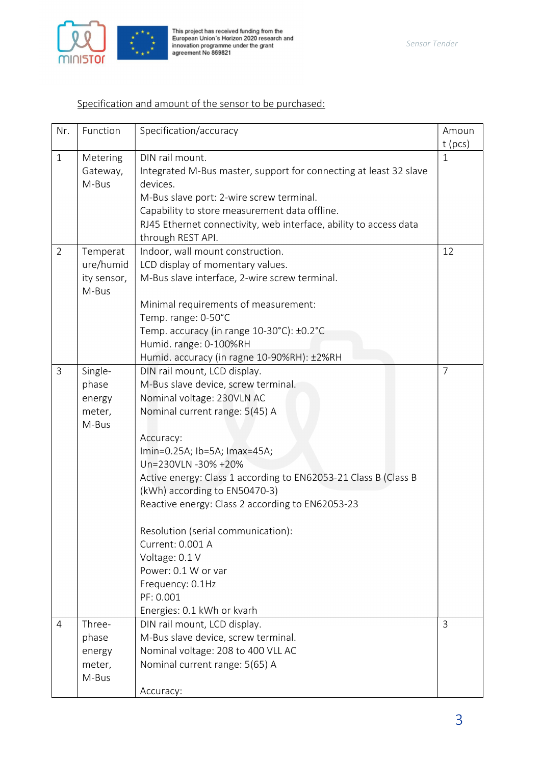<u>Specification and amount of the sensor to be purchased:</u>

| Nr. | Function | Specification/accuracy | Amount (pcs) |
|---|---|---|---|
| 1 | Metering Gateway, M-Bus | DIN rail mount.<br>Integrated M-Bus master, support for connecting at least 32 slave devices.<br>M-Bus slave port: 2-wire screw terminal.<br>Capability to store measurement data offline.<br>RJ45 Ethernet connectivity, web interface, ability to access data through REST API. | 1 |
| 2 | Temperature/humidity sensor, M-Bus | Indoor, wall mount construction.<br>LCD display of momentary values.<br>M-Bus slave interface, 2-wire screw terminal.<br><br>Minimal requirements of measurement:<br>Temp. range: 0-50°C<br>Temp. accuracy (in range 10-30°C): ±0.2°C<br>Humid. range: 0-100%RH<br>Humid. accuracy (in ragne 10-90%RH): ±2%RH | 12 |
| 3 | Single-phase energy meter, M-Bus | DIN rail mount, LCD display.<br>M-Bus slave device, screw terminal.<br>Nominal voltage: 230VLN AC<br>Nominal current range: 5(45) A<br><br>Accuracy:<br>Imin=0.25A; Ib=5A; Imax=45A;<br>Un=230VLN -30% +20%<br>Active energy: Class 1 according to EN62053-21 Class B (Class B (kWh) according to EN50470-3)<br>Reactive energy: Class 2 according to EN62053-23<br><br>Resolution (serial communication):<br>Current: 0.001 A<br>Voltage: 0.1 V<br>Power: 0.1 W or var<br>Frequency: 0.1Hz<br>PF: 0.001<br>Energies: 0.1 kWh or kvarh | 7 |
| 4 | Three-phase energy meter, M-Bus | DIN rail mount, LCD display.<br>M-Bus slave device, screw terminal.<br>Nominal voltage: 208 to 400 VLL AC<br>Nominal current range: 5(65) A<br><br>Accuracy: | 3 |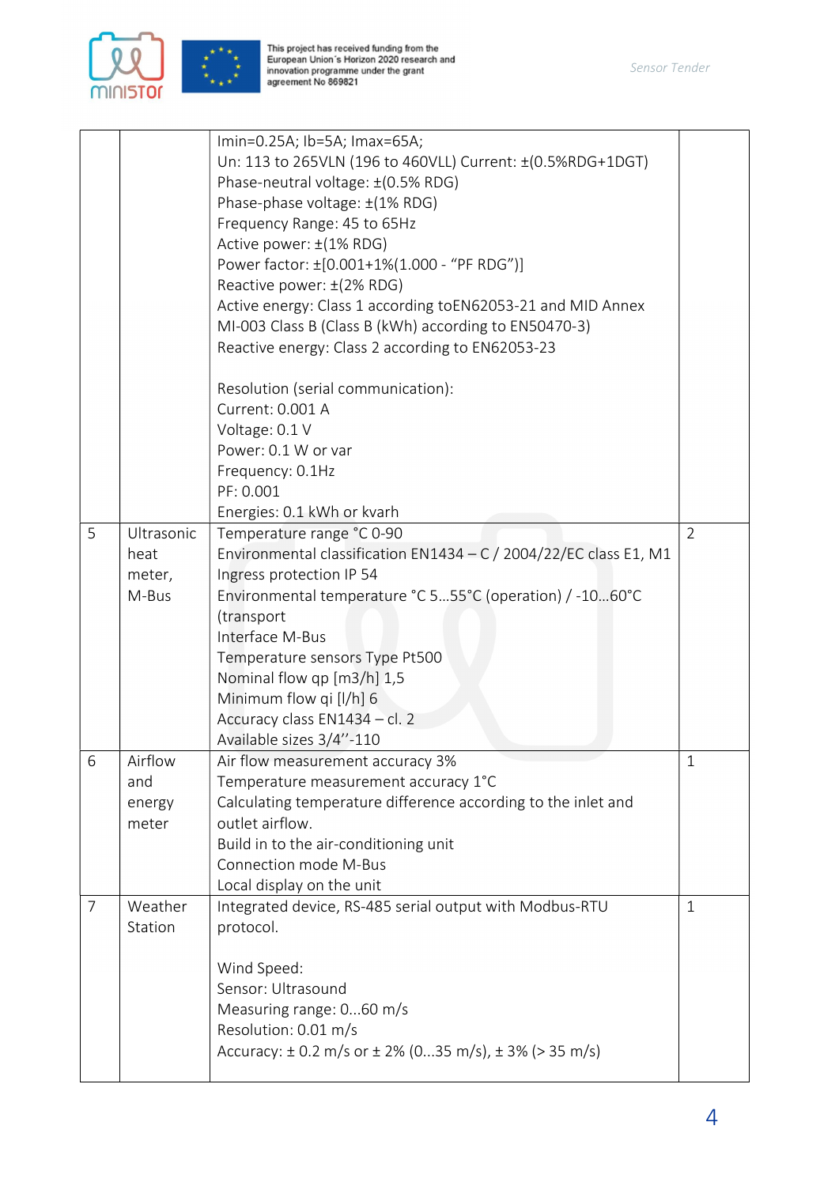|  |  |  |  |
|---|---|---|---|
|  |  | Imin=0.25A; Ib=5A; Imax=65A;<br>Un: 113 to 265VLN (196 to 460VLL) Current: ±(0.5%RDG+1DGT)<br>Phase-neutral voltage: ±(0.5% RDG)<br>Phase-phase voltage: ±(1% RDG)<br>Frequency Range: 45 to 65Hz<br>Active power: ±(1% RDG)<br>Power factor: ±[0.001+1%(1.000 - "PF RDG")]<br>Reactive power: ±(2% RDG)<br>Active energy: Class 1 according toEN62053-21 and MID Annex MI-003 Class B (Class B (kWh) according to EN50470-3)<br>Reactive energy: Class 2 according to EN62053-23<br><br>Resolution (serial communication):<br>Current: 0.001 A<br>Voltage: 0.1 V<br>Power: 0.1 W or var<br>Frequency: 0.1Hz<br>PF: 0.001<br>Energies: 0.1 kWh or kvarh |  |
| 5 | Ultrasonic heat meter, M-Bus | Temperature range °C 0-90<br>Environmental classification EN1434 – C / 2004/22/EC class E1, M1<br>Ingress protection IP 54<br>Environmental temperature °C 5...55°C (operation) / -10...60°C (transport<br>Interface M-Bus<br>Temperature sensors Type Pt500<br>Nominal flow qp [m3/h] 1,5<br>Minimum flow qi [l/h] 6<br>Accuracy class EN1434 – cl. 2<br>Available sizes 3/4''-110 | 2 |
| 6 | Airflow and energy meter | Air flow measurement accuracy 3%<br>Temperature measurement accuracy 1°C<br>Calculating temperature difference according to the inlet and outlet airflow.<br>Build in to the air-conditioning unit<br>Connection mode M-Bus<br>Local display on the unit | 1 |
| 7 | Weather Station | Integrated device, RS-485 serial output with Modbus-RTU protocol.<br><br>Wind Speed:<br>Sensor: Ultrasound<br>Measuring range: 0...60 m/s<br>Resolution: 0.01 m/s<br>Accuracy: ± 0.2 m/s or ± 2% (0...35 m/s), ± 3% (> 35 m/s) | 1 |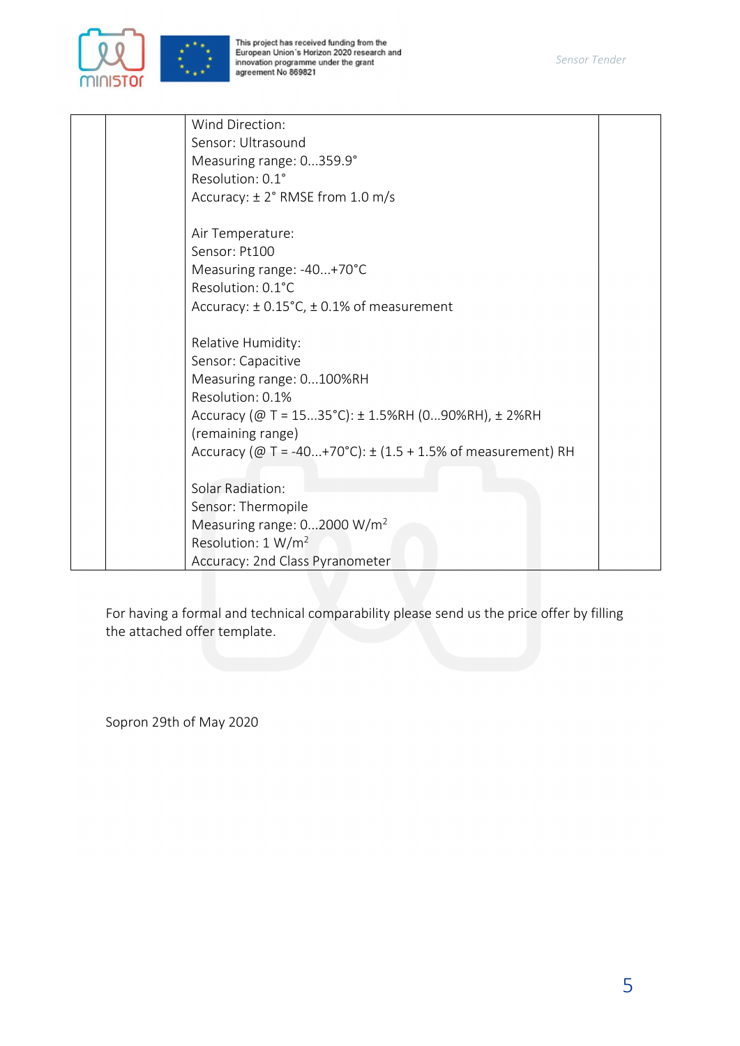| | | | |
|---|---|---|---|
| | | Wind Direction:<br>Sensor: Ultrasound<br>Measuring range: 0...359.9°<br>Resolution: 0.1°<br>Accuracy: ± 2° RMSE from 1.0 m/s<br><br>Air Temperature:<br>Sensor: Pt100<br>Measuring range: -40...+70°C<br>Resolution: 0.1°C<br>Accuracy: ± 0.15°C, ± 0.1% of measurement<br><br>Relative Humidity:<br>Sensor: Capacitive<br>Measuring range: 0...100%RH<br>Resolution: 0.1%<br>Accuracy (@ T = 15...35°C): ± 1.5%RH (0...90%RH), ± 2%RH (remaining range)<br>Accuracy (@ T = -40...+70°C): ± (1.5 + 1.5% of measurement) RH<br><br>Solar Radiation:<br>Sensor: Thermopile<br>Measuring range: 0...2000 W/m$^2$<br>Resolution: 1 W/m$^2$<br>Accuracy: 2nd Class Pyranometer | |

For having a formal and technical comparability please send us the price offer by filling the attached offer template.

Sopron 29th of May 2020